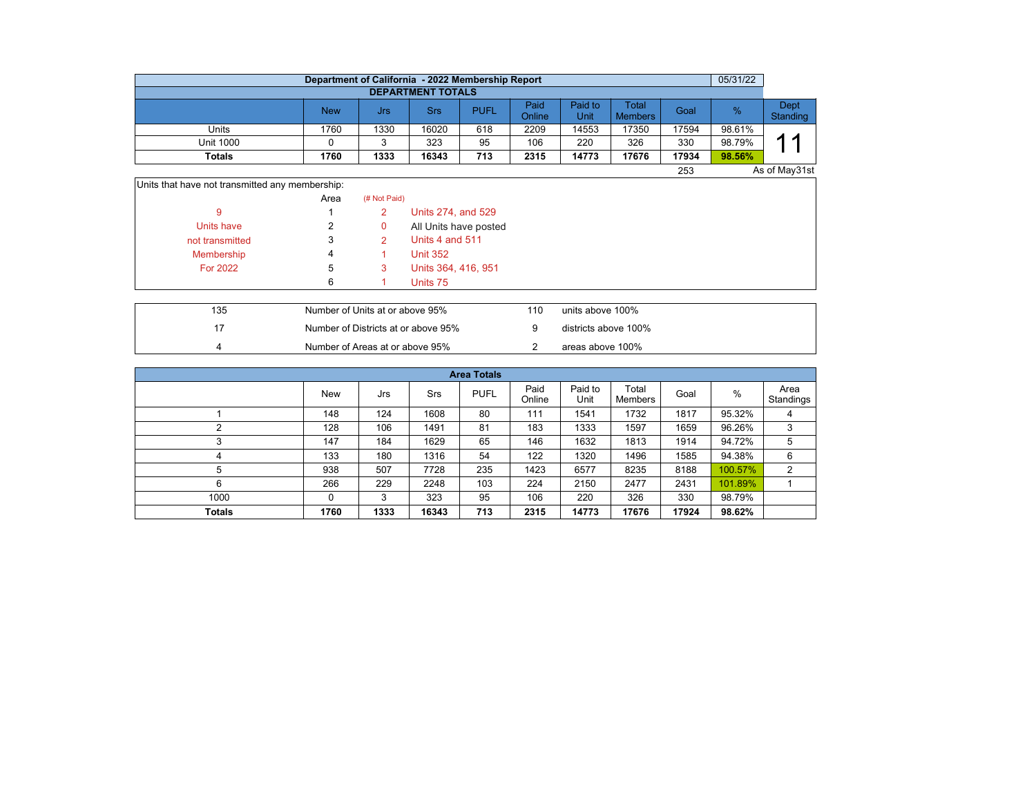# Department of California - 2022 Membership Report

05/31/22

## DEPARTMENT TOTALS

| | New | Jrs | Srs | PUFL | Paid Online | Paid to Unit | Total Members | Goal | % | Dept Standing |
|---|---|---|---|---|---|---|---|---|---|---|
| Units | 1760 | 1330 | 16020 | 618 | 2209 | 14553 | 17350 | 17594 | 98.61% | 11 |
| Unit 1000 | 0 | 3 | 323 | 95 | 106 | 220 | 326 | 330 | 98.79% | |
| **Totals** | **1760** | **1333** | **16343** | **713** | **2315** | **14773** | **17676** | **17934** | **98.56%** | |
| | | | | | | | | 253 | | As of May31st |

Units that have not transmitted any membership:

| | Area | (# Not Paid) | |
|---|---|---|---|
| 9 | 1 | 2 | Units 274, and 529 |
| Units have | 2 | 0 | All Units have posted |
| not transmitted | 3 | 2 | Units 4 and 511 |
| Membership | 4 | 1 | Unit 352 |
| For 2022 | 5 | 3 | Units 364, 416, 951 |
| | 6 | 1 | Units 75 |

| | | | |
|---|---|---|---|
| 135 | Number of Units at or above 95% | 110 | units above 100% |
| 17 | Number of Districts at or above 95% | 9 | districts above 100% |
| 4 | Number of Areas at or above 95% | 2 | areas above 100% |

## Area Totals

| | New | Jrs | Srs | PUFL | Paid Online | Paid to Unit | Total Members | Goal | % | Area Standings |
|---|---|---|---|---|---|---|---|---|---|---|
| 1 | 148 | 124 | 1608 | 80 | 111 | 1541 | 1732 | 1817 | 95.32% | 4 |
| 2 | 128 | 106 | 1491 | 81 | 183 | 1333 | 1597 | 1659 | 96.26% | 3 |
| 3 | 147 | 184 | 1629 | 65 | 146 | 1632 | 1813 | 1914 | 94.72% | 5 |
| 4 | 133 | 180 | 1316 | 54 | 122 | 1320 | 1496 | 1585 | 94.38% | 6 |
| 5 | 938 | 507 | 7728 | 235 | 1423 | 6577 | 8235 | 8188 | 100.57% | 2 |
| 6 | 266 | 229 | 2248 | 103 | 224 | 2150 | 2477 | 2431 | 101.89% | 1 |
| 1000 | 0 | 3 | 323 | 95 | 106 | 220 | 326 | 330 | 98.79% | |
| **Totals** | **1760** | **1333** | **16343** | **713** | **2315** | **14773** | **17676** | **17924** | **98.62%** | |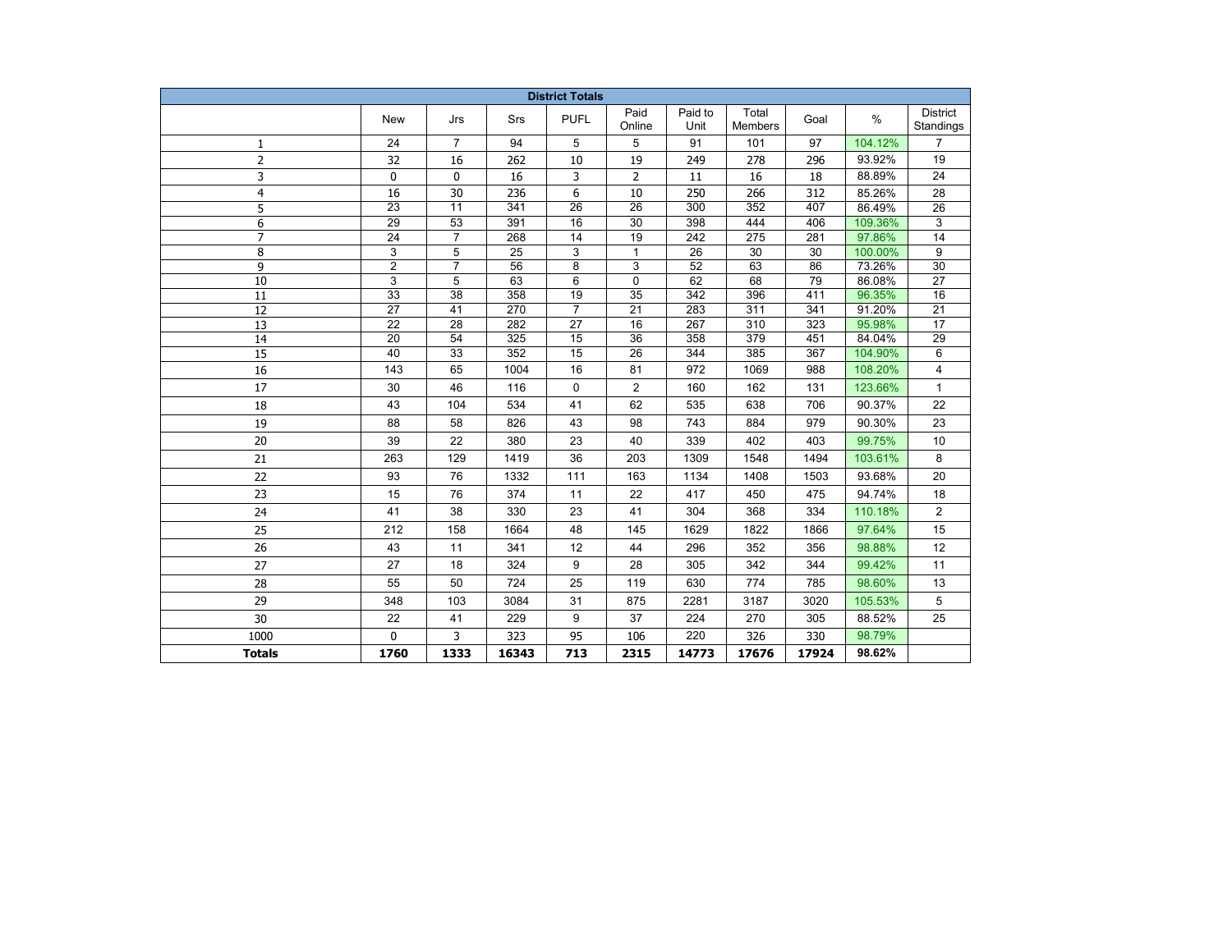| District Totals | | | | | | | | | | |
|---|---|---|---|---|---|---|---|---|---|---|
| | New | Jrs | Srs | PUFL | Paid Online | Paid to Unit | Total Members | Goal | % | District Standings |
| 1 | 24 | 7 | 94 | 5 | 5 | 91 | 101 | 97 | 104.12% | 7 |
| 2 | 32 | 16 | 262 | 10 | 19 | 249 | 278 | 296 | 93.92% | 19 |
| 3 | 0 | 0 | 16 | 3 | 2 | 11 | 16 | 18 | 88.89% | 24 |
| 4 | 16 | 30 | 236 | 6 | 10 | 250 | 266 | 312 | 85.26% | 28 |
| 5 | 23 | 11 | 341 | 26 | 26 | 300 | 352 | 407 | 86.49% | 26 |
| 6 | 29 | 53 | 391 | 16 | 30 | 398 | 444 | 406 | 109.36% | 3 |
| 7 | 24 | 7 | 268 | 14 | 19 | 242 | 275 | 281 | 97.86% | 14 |
| 8 | 3 | 5 | 25 | 3 | 1 | 26 | 30 | 30 | 100.00% | 9 |
| 9 | 2 | 7 | 56 | 8 | 3 | 52 | 63 | 86 | 73.26% | 30 |
| 10 | 3 | 5 | 63 | 6 | 0 | 62 | 68 | 79 | 86.08% | 27 |
| 11 | 33 | 38 | 358 | 19 | 35 | 342 | 396 | 411 | 96.35% | 16 |
| 12 | 27 | 41 | 270 | 7 | 21 | 283 | 311 | 341 | 91.20% | 21 |
| 13 | 22 | 28 | 282 | 27 | 16 | 267 | 310 | 323 | 95.98% | 17 |
| 14 | 20 | 54 | 325 | 15 | 36 | 358 | 379 | 451 | 84.04% | 29 |
| 15 | 40 | 33 | 352 | 15 | 26 | 344 | 385 | 367 | 104.90% | 6 |
| 16 | 143 | 65 | 1004 | 16 | 81 | 972 | 1069 | 988 | 108.20% | 4 |
| 17 | 30 | 46 | 116 | 0 | 2 | 160 | 162 | 131 | 123.66% | 1 |
| 18 | 43 | 104 | 534 | 41 | 62 | 535 | 638 | 706 | 90.37% | 22 |
| 19 | 88 | 58 | 826 | 43 | 98 | 743 | 884 | 979 | 90.30% | 23 |
| 20 | 39 | 22 | 380 | 23 | 40 | 339 | 402 | 403 | 99.75% | 10 |
| 21 | 263 | 129 | 1419 | 36 | 203 | 1309 | 1548 | 1494 | 103.61% | 8 |
| 22 | 93 | 76 | 1332 | 111 | 163 | 1134 | 1408 | 1503 | 93.68% | 20 |
| 23 | 15 | 76 | 374 | 11 | 22 | 417 | 450 | 475 | 94.74% | 18 |
| 24 | 41 | 38 | 330 | 23 | 41 | 304 | 368 | 334 | 110.18% | 2 |
| 25 | 212 | 158 | 1664 | 48 | 145 | 1629 | 1822 | 1866 | 97.64% | 15 |
| 26 | 43 | 11 | 341 | 12 | 44 | 296 | 352 | 356 | 98.88% | 12 |
| 27 | 27 | 18 | 324 | 9 | 28 | 305 | 342 | 344 | 99.42% | 11 |
| 28 | 55 | 50 | 724 | 25 | 119 | 630 | 774 | 785 | 98.60% | 13 |
| 29 | 348 | 103 | 3084 | 31 | 875 | 2281 | 3187 | 3020 | 105.53% | 5 |
| 30 | 22 | 41 | 229 | 9 | 37 | 224 | 270 | 305 | 88.52% | 25 |
| 1000 | 0 | 3 | 323 | 95 | 106 | 220 | 326 | 330 | 98.79% | |
| **Totals** | **1760** | **1333** | **16343** | **713** | **2315** | **14773** | **17676** | **17924** | **98.62%** | |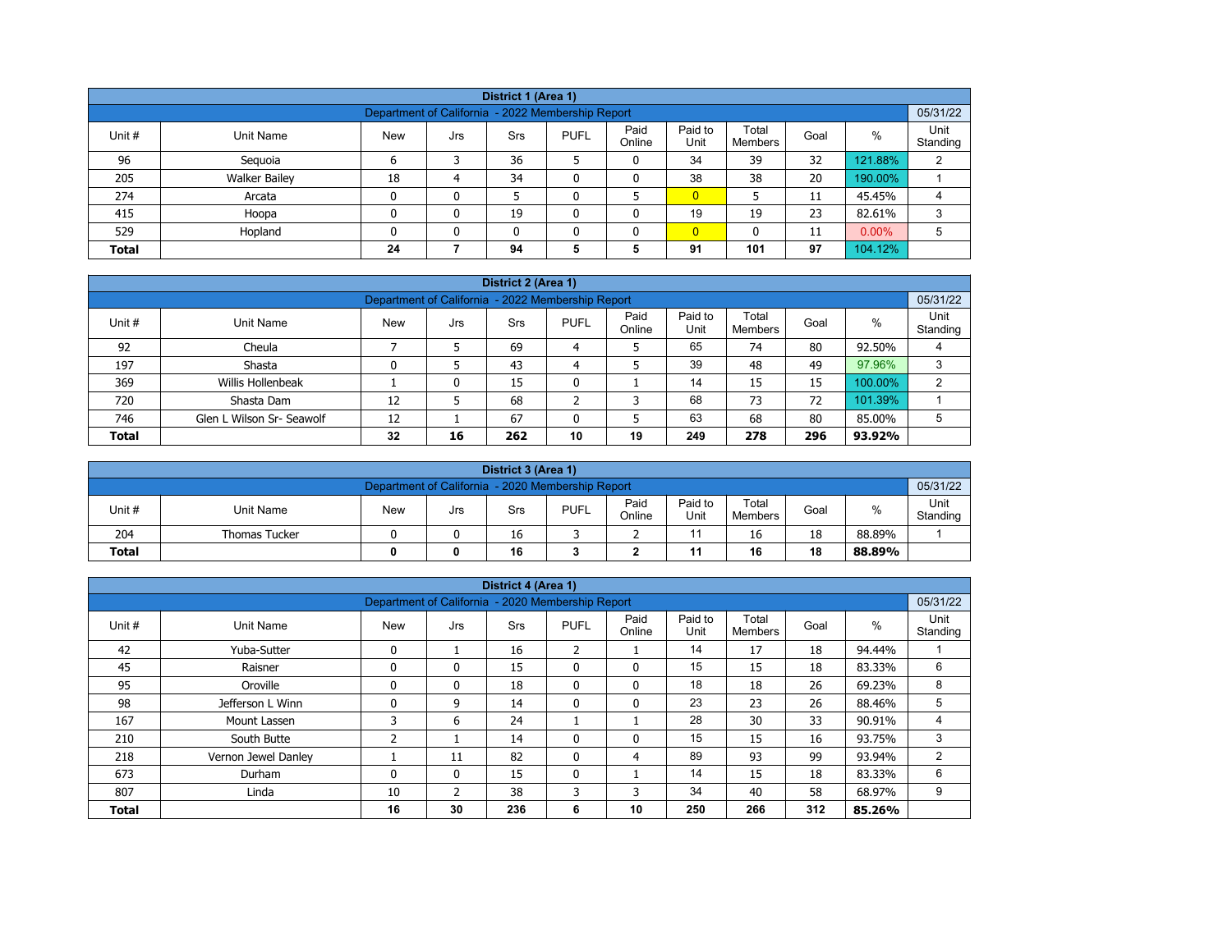| District 1 (Area 1) | | | | | | | | | | |
|---|---|---|---|---|---|---|---|---|---|---|
| Department of California - 2022 Membership Report | | | | | | | | | | 05/31/22 |
| Unit # | Unit Name | New | Jrs | Srs | PUFL | Paid Online | Paid to Unit | Total Members | Goal | % | Unit Standing |
| 96 | Sequoia | 6 | 3 | 36 | 5 | 0 | 34 | 39 | 32 | 121.88% | 2 |
| 205 | Walker Bailey | 18 | 4 | 34 | 0 | 0 | 38 | 38 | 20 | 190.00% | 1 |
| 274 | Arcata | 0 | 0 | 5 | 0 | 5 | 0 | 5 | 11 | 45.45% | 4 |
| 415 | Hoopa | 0 | 0 | 19 | 0 | 0 | 19 | 19 | 23 | 82.61% | 3 |
| 529 | Hopland | 0 | 0 | 0 | 0 | 0 | 0 | 0 | 11 | 0.00% | 5 |
| **Total** | | **24** | **7** | **94** | **5** | **5** | **91** | **101** | **97** | 104.12% | |

| District 2 (Area 1) | | | | | | | | | | | |
|---|---|---|---|---|---|---|---|---|---|---|---|
| Department of California - 2022 Membership Report | | | | | | | | | | | 05/31/22 |
| Unit # | Unit Name | New | Jrs | Srs | PUFL | Paid Online | Paid to Unit | Total Members | Goal | % | Unit Standing |
| 92 | Cheula | 7 | 5 | 69 | 4 | 5 | 65 | 74 | 80 | 92.50% | 4 |
| 197 | Shasta | 0 | 5 | 43 | 4 | 5 | 39 | 48 | 49 | 97.96% | 3 |
| 369 | Willis Hollenbeak | 1 | 0 | 15 | 0 | 1 | 14 | 15 | 15 | 100.00% | 2 |
| 720 | Shasta Dam | 12 | 5 | 68 | 2 | 3 | 68 | 73 | 72 | 101.39% | 1 |
| 746 | Glen L Wilson Sr- Seawolf | 12 | 1 | 67 | 0 | 5 | 63 | 68 | 80 | 85.00% | 5 |
| **Total** | | **32** | **16** | **262** | **10** | **19** | **249** | **278** | **296** | **93.92%** | |

| District 3 (Area 1) | | | | | | | | | | | |
|---|---|---|---|---|---|---|---|---|---|---|---|
| Department of California - 2020 Membership Report | | | | | | | | | | | 05/31/22 |
| Unit # | Unit Name | New | Jrs | Srs | PUFL | Paid Online | Paid to Unit | Total Members | Goal | % | Unit Standing |
| 204 | Thomas Tucker | 0 | 0 | 16 | 3 | 2 | 11 | 16 | 18 | 88.89% | 1 |
| **Total** | | **0** | **0** | **16** | **3** | **2** | **11** | **16** | **18** | **88.89%** | |

| District 4 (Area 1) | | | | | | | | | | | |
|---|---|---|---|---|---|---|---|---|---|---|---|
| Department of California - 2020 Membership Report | | | | | | | | | | | 05/31/22 |
| Unit # | Unit Name | New | Jrs | Srs | PUFL | Paid Online | Paid to Unit | Total Members | Goal | % | Unit Standing |
| 42 | Yuba-Sutter | 0 | 1 | 16 | 2 | 1 | 14 | 17 | 18 | 94.44% | 1 |
| 45 | Raisner | 0 | 0 | 15 | 0 | 0 | 15 | 15 | 18 | 83.33% | 6 |
| 95 | Oroville | 0 | 0 | 18 | 0 | 0 | 18 | 18 | 26 | 69.23% | 8 |
| 98 | Jefferson L Winn | 0 | 9 | 14 | 0 | 0 | 23 | 23 | 26 | 88.46% | 5 |
| 167 | Mount Lassen | 3 | 6 | 24 | 1 | 1 | 28 | 30 | 33 | 90.91% | 4 |
| 210 | South Butte | 2 | 1 | 14 | 0 | 0 | 15 | 15 | 16 | 93.75% | 3 |
| 218 | Vernon Jewel Danley | 1 | 11 | 82 | 0 | 4 | 89 | 93 | 99 | 93.94% | 2 |
| 673 | Durham | 0 | 0 | 15 | 0 | 1 | 14 | 15 | 18 | 83.33% | 6 |
| 807 | Linda | 10 | 2 | 38 | 3 | 3 | 34 | 40 | 58 | 68.97% | 9 |
| **Total** | | **16** | **30** | **236** | **6** | **10** | **250** | **266** | **312** | **85.26%** | |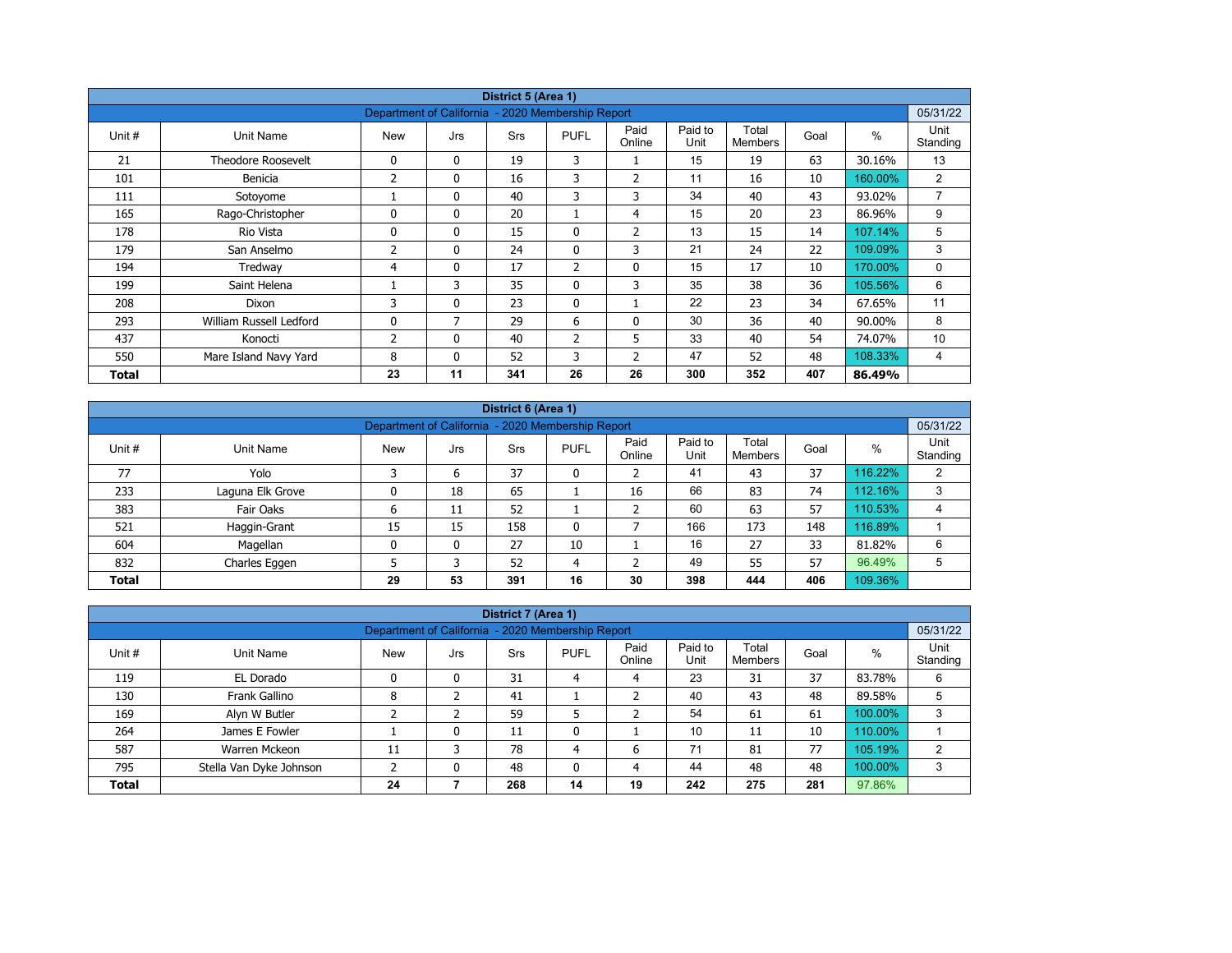| District 5 (Area 1) | | | | | | | | | | |
|---|---|---|---|---|---|---|---|---|---|---|
| Department of California - 2020 Membership Report | | | | | | | | | | 05/31/22 |
| Unit # | Unit Name | New | Jrs | Srs | PUFL | Paid Online | Paid to Unit | Total Members | Goal | % | Unit Standing |
| 21 | Theodore Roosevelt | 0 | 0 | 19 | 3 | 1 | 15 | 19 | 63 | 30.16% | 13 |
| 101 | Benicia | 2 | 0 | 16 | 3 | 2 | 11 | 16 | 10 | 160.00% | 2 |
| 111 | Sotoyome | 1 | 0 | 40 | 3 | 3 | 34 | 40 | 43 | 93.02% | 7 |
| 165 | Rago-Christopher | 0 | 0 | 20 | 1 | 4 | 15 | 20 | 23 | 86.96% | 9 |
| 178 | Rio Vista | 0 | 0 | 15 | 0 | 2 | 13 | 15 | 14 | 107.14% | 5 |
| 179 | San Anselmo | 2 | 0 | 24 | 0 | 3 | 21 | 24 | 22 | 109.09% | 3 |
| 194 | Tredway | 4 | 0 | 17 | 2 | 0 | 15 | 17 | 10 | 170.00% | 0 |
| 199 | Saint Helena | 1 | 3 | 35 | 0 | 3 | 35 | 38 | 36 | 105.56% | 6 |
| 208 | Dixon | 3 | 0 | 23 | 0 | 1 | 22 | 23 | 34 | 67.65% | 11 |
| 293 | William Russell Ledford | 0 | 7 | 29 | 6 | 0 | 30 | 36 | 40 | 90.00% | 8 |
| 437 | Konocti | 2 | 0 | 40 | 2 | 5 | 33 | 40 | 54 | 74.07% | 10 |
| 550 | Mare Island Navy Yard | 8 | 0 | 52 | 3 | 2 | 47 | 52 | 48 | 108.33% | 4 |
| **Total** | | **23** | **11** | **341** | **26** | **26** | **300** | **352** | **407** | **86.49%** | |

| District 6 (Area 1) | | | | | | | | | | |
|---|---|---|---|---|---|---|---|---|---|---|
| Department of California - 2020 Membership Report | | | | | | | | | | 05/31/22 |
| Unit # | Unit Name | New | Jrs | Srs | PUFL | Paid Online | Paid to Unit | Total Members | Goal | % | Unit Standing |
| 77 | Yolo | 3 | 6 | 37 | 0 | 2 | 41 | 43 | 37 | 116.22% | 2 |
| 233 | Laguna Elk Grove | 0 | 18 | 65 | 1 | 16 | 66 | 83 | 74 | 112.16% | 3 |
| 383 | Fair Oaks | 6 | 11 | 52 | 1 | 2 | 60 | 63 | 57 | 110.53% | 4 |
| 521 | Haggin-Grant | 15 | 15 | 158 | 0 | 7 | 166 | 173 | 148 | 116.89% | 1 |
| 604 | Magellan | 0 | 0 | 27 | 10 | 1 | 16 | 27 | 33 | 81.82% | 6 |
| 832 | Charles Eggen | 5 | 3 | 52 | 4 | 2 | 49 | 55 | 57 | 96.49% | 5 |
| **Total** | | **29** | **53** | **391** | **16** | **30** | **398** | **444** | **406** | 109.36% | |

| District 7 (Area 1) | | | | | | | | | | |
|---|---|---|---|---|---|---|---|---|---|---|
| Department of California - 2020 Membership Report | | | | | | | | | | 05/31/22 |
| Unit # | Unit Name | New | Jrs | Srs | PUFL | Paid Online | Paid to Unit | Total Members | Goal | % | Unit Standing |
| 119 | EL Dorado | 0 | 0 | 31 | 4 | 4 | 23 | 31 | 37 | 83.78% | 6 |
| 130 | Frank Gallino | 8 | 2 | 41 | 1 | 2 | 40 | 43 | 48 | 89.58% | 5 |
| 169 | Alyn W Butler | 2 | 2 | 59 | 5 | 2 | 54 | 61 | 61 | 100.00% | 3 |
| 264 | James E Fowler | 1 | 0 | 11 | 0 | 1 | 10 | 11 | 10 | 110.00% | 1 |
| 587 | Warren Mckeon | 11 | 3 | 78 | 4 | 6 | 71 | 81 | 77 | 105.19% | 2 |
| 795 | Stella Van Dyke Johnson | 2 | 0 | 48 | 0 | 4 | 44 | 48 | 48 | 100.00% | 3 |
| **Total** | | **24** | **7** | **268** | **14** | **19** | **242** | **275** | **281** | 97.86% | |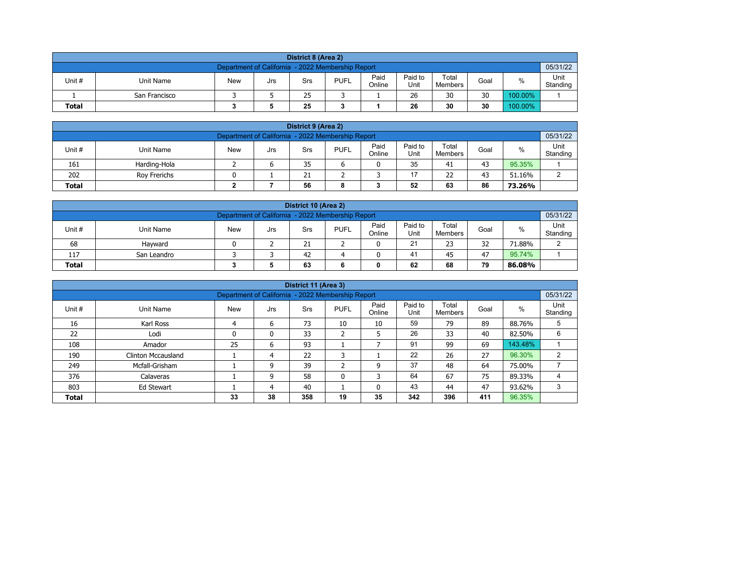| District 8 (Area 2) | | | | | | | | | | |
|---|---|---|---|---|---|---|---|---|---|---|
| Department of California - 2022 Membership Report | | | | | | | | | | 05/31/22 |
| Unit # | Unit Name | New | Jrs | Srs | PUFL | Paid Online | Paid to Unit | Total Members | Goal | % | Unit Standing |
| 1 | San Francisco | 3 | 5 | 25 | 3 | 1 | 26 | 30 | 30 | 100.00% | 1 |
| **Total** | | **3** | **5** | **25** | **3** | **1** | **26** | **30** | **30** | 100.00% | |

| District 9 (Area 2) | | | | | | | | | | | |
|---|---|---|---|---|---|---|---|---|---|---|---|
| Department of California - 2022 Membership Report | | | | | | | | | | | 05/31/22 |
| Unit # | Unit Name | New | Jrs | Srs | PUFL | Paid Online | Paid to Unit | Total Members | Goal | % | Unit Standing |
| 161 | Harding-Hola | 2 | 6 | 35 | 6 | 0 | 35 | 41 | 43 | 95.35% | 1 |
| 202 | Roy Frerichs | 0 | 1 | 21 | 2 | 3 | 17 | 22 | 43 | 51.16% | 2 |
| **Total** | | **2** | **7** | **56** | **8** | **3** | **52** | **63** | **86** | **73.26%** | |

| District 10 (Area 2) | | | | | | | | | | | |
|---|---|---|---|---|---|---|---|---|---|---|---|
| Department of California - 2022 Membership Report | | | | | | | | | | | 05/31/22 |
| Unit # | Unit Name | New | Jrs | Srs | PUFL | Paid Online | Paid to Unit | Total Members | Goal | % | Unit Standing |
| 68 | Hayward | 0 | 2 | 21 | 2 | 0 | 21 | 23 | 32 | 71.88% | 2 |
| 117 | San Leandro | 3 | 3 | 42 | 4 | 0 | 41 | 45 | 47 | 95.74% | 1 |
| **Total** | | **3** | **5** | **63** | **6** | **0** | **62** | **68** | **79** | **86.08%** | |

| District 11 (Area 3) | | | | | | | | | | | |
|---|---|---|---|---|---|---|---|---|---|---|---|
| Department of California - 2022 Membership Report | | | | | | | | | | | 05/31/22 |
| Unit # | Unit Name | New | Jrs | Srs | PUFL | Paid Online | Paid to Unit | Total Members | Goal | % | Unit Standing |
| 16 | Karl Ross | 4 | 6 | 73 | 10 | 10 | 59 | 79 | 89 | 88.76% | 5 |
| 22 | Lodi | 0 | 0 | 33 | 2 | 5 | 26 | 33 | 40 | 82.50% | 6 |
| 108 | Amador | 25 | 6 | 93 | 1 | 7 | 91 | 99 | 69 | 143.48% | 1 |
| 190 | Clinton Mccausland | 1 | 4 | 22 | 3 | 1 | 22 | 26 | 27 | 96.30% | 2 |
| 249 | Mcfall-Grisham | 1 | 9 | 39 | 2 | 9 | 37 | 48 | 64 | 75.00% | 7 |
| 376 | Calaveras | 1 | 9 | 58 | 0 | 3 | 64 | 67 | 75 | 89.33% | 4 |
| 803 | Ed Stewart | 1 | 4 | 40 | 1 | 0 | 43 | 44 | 47 | 93.62% | 3 |
| **Total** | | **33** | **38** | **358** | **19** | **35** | **342** | **396** | **411** | 96.35% | |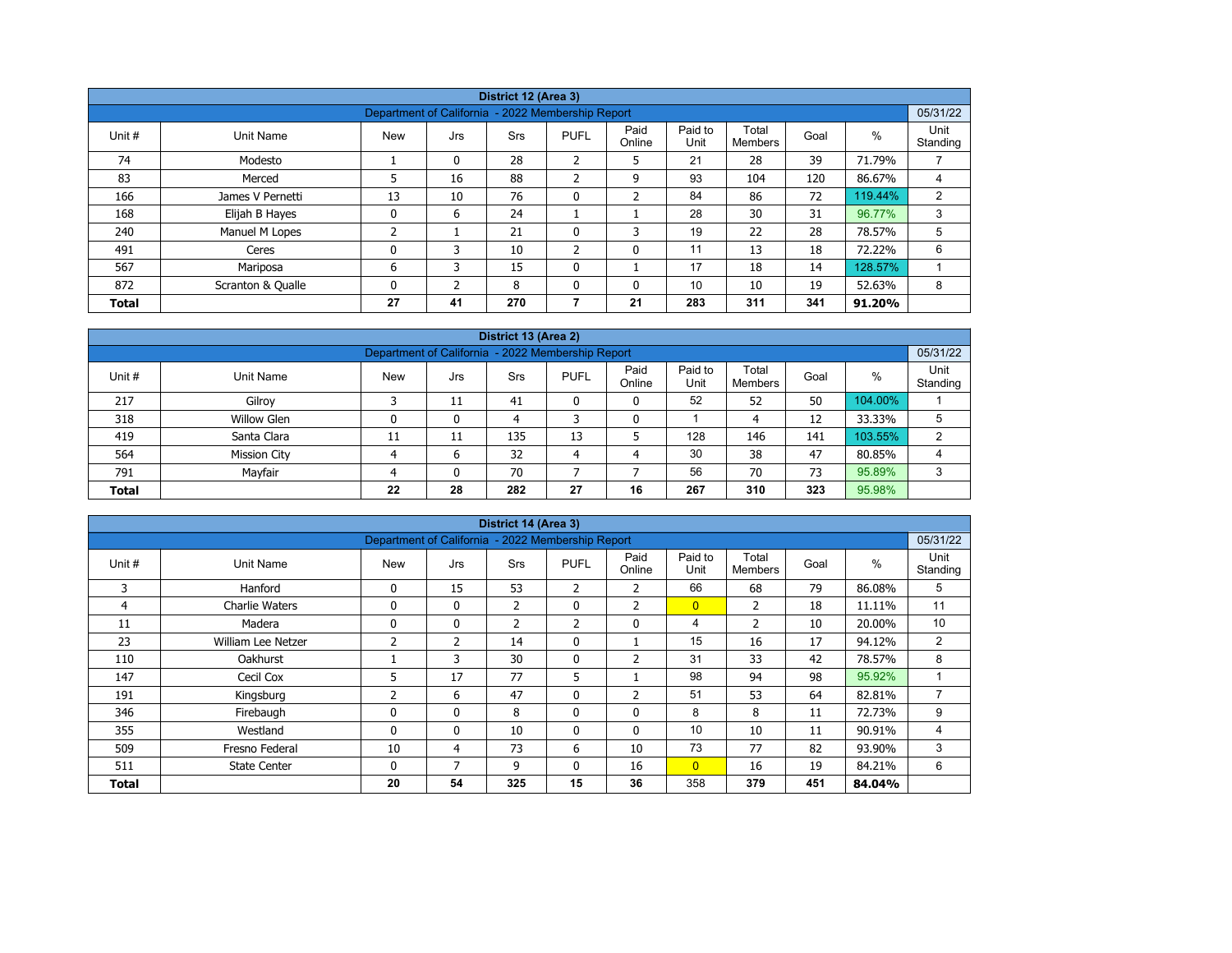| District 12 (Area 3) | | | | | | | | | | |
|---|---|---|---|---|---|---|---|---|---|---|
| Department of California - 2022 Membership Report | | | | | | | | | | 05/31/22 |
| Unit # | Unit Name | New | Jrs | Srs | PUFL | Paid Online | Paid to Unit | Total Members | Goal | % | Unit Standing |
| 74 | Modesto | 1 | 0 | 28 | 2 | 5 | 21 | 28 | 39 | 71.79% | 7 |
| 83 | Merced | 5 | 16 | 88 | 2 | 9 | 93 | 104 | 120 | 86.67% | 4 |
| 166 | James V Pernetti | 13 | 10 | 76 | 0 | 2 | 84 | 86 | 72 | 119.44% | 2 |
| 168 | Elijah B Hayes | 0 | 6 | 24 | 1 | 1 | 28 | 30 | 31 | 96.77% | 3 |
| 240 | Manuel M Lopes | 2 | 1 | 21 | 0 | 3 | 19 | 22 | 28 | 78.57% | 5 |
| 491 | Ceres | 0 | 3 | 10 | 2 | 0 | 11 | 13 | 18 | 72.22% | 6 |
| 567 | Mariposa | 6 | 3 | 15 | 0 | 1 | 17 | 18 | 14 | 128.57% | 1 |
| 872 | Scranton & Qualle | 0 | 2 | 8 | 0 | 0 | 10 | 10 | 19 | 52.63% | 8 |
| **Total** | | **27** | **41** | **270** | **7** | **21** | **283** | **311** | **341** | **91.20%** | |

| District 13 (Area 2) | | | | | | | | | | |
|---|---|---|---|---|---|---|---|---|---|---|
| Department of California - 2022 Membership Report | | | | | | | | | | 05/31/22 |
| Unit # | Unit Name | New | Jrs | Srs | PUFL | Paid Online | Paid to Unit | Total Members | Goal | % | Unit Standing |
| 217 | Gilroy | 3 | 11 | 41 | 0 | 0 | 52 | 52 | 50 | 104.00% | 1 |
| 318 | Willow Glen | 0 | 0 | 4 | 3 | 0 | 1 | 4 | 12 | 33.33% | 5 |
| 419 | Santa Clara | 11 | 11 | 135 | 13 | 5 | 128 | 146 | 141 | 103.55% | 2 |
| 564 | Mission City | 4 | 6 | 32 | 4 | 4 | 30 | 38 | 47 | 80.85% | 4 |
| 791 | Mayfair | 4 | 0 | 70 | 7 | 7 | 56 | 70 | 73 | 95.89% | 3 |
| **Total** | | **22** | **28** | **282** | **27** | **16** | **267** | **310** | **323** | **95.98%** | |

| District 14 (Area 3) | | | | | | | | | | |
|---|---|---|---|---|---|---|---|---|---|---|
| Department of California - 2022 Membership Report | | | | | | | | | | 05/31/22 |
| Unit # | Unit Name | New | Jrs | Srs | PUFL | Paid Online | Paid to Unit | Total Members | Goal | % | Unit Standing |
| 3 | Hanford | 0 | 15 | 53 | 2 | 2 | 66 | 68 | 79 | 86.08% | 5 |
| 4 | Charlie Waters | 0 | 0 | 2 | 0 | 2 | 0 | 2 | 18 | 11.11% | 11 |
| 11 | Madera | 0 | 0 | 2 | 2 | 0 | 4 | 2 | 10 | 20.00% | 10 |
| 23 | William Lee Netzer | 2 | 2 | 14 | 0 | 1 | 15 | 16 | 17 | 94.12% | 2 |
| 110 | Oakhurst | 1 | 3 | 30 | 0 | 2 | 31 | 33 | 42 | 78.57% | 8 |
| 147 | Cecil Cox | 5 | 17 | 77 | 5 | 1 | 98 | 94 | 98 | 95.92% | 1 |
| 191 | Kingsburg | 2 | 6 | 47 | 0 | 2 | 51 | 53 | 64 | 82.81% | 7 |
| 346 | Firebaugh | 0 | 0 | 8 | 0 | 0 | 8 | 8 | 11 | 72.73% | 9 |
| 355 | Westland | 0 | 0 | 10 | 0 | 0 | 10 | 10 | 11 | 90.91% | 4 |
| 509 | Fresno Federal | 10 | 4 | 73 | 6 | 10 | 73 | 77 | 82 | 93.90% | 3 |
| 511 | State Center | 0 | 7 | 9 | 0 | 16 | 0 | 16 | 19 | 84.21% | 6 |
| **Total** | | **20** | **54** | **325** | **15** | **36** | 358 | **379** | **451** | **84.04%** | |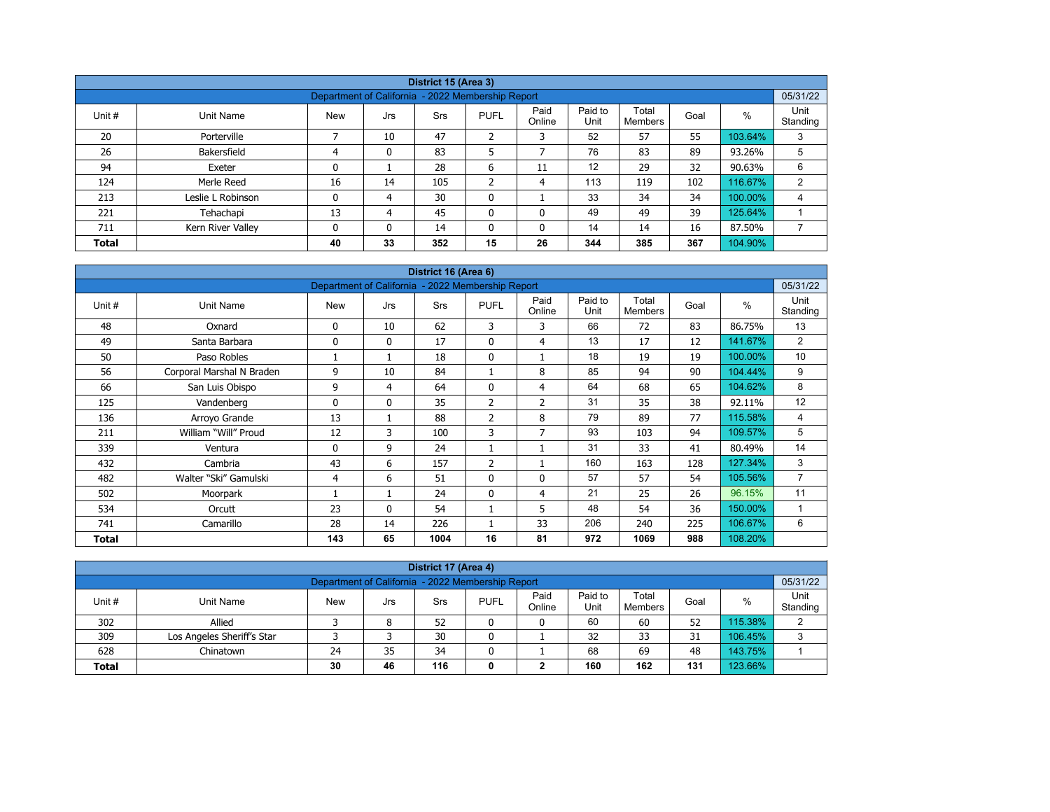| District 15 (Area 3) | | | | | | | | | | |
|---|---|---|---|---|---|---|---|---|---|---|
| Department of California - 2022 Membership Report | | | | | | | | | | 05/31/22 |
| Unit # | Unit Name | New | Jrs | Srs | PUFL | Paid Online | Paid to Unit | Total Members | Goal | % | Unit Standing |
| 20 | Porterville | 7 | 10 | 47 | 2 | 3 | 52 | 57 | 55 | 103.64% | 3 |
| 26 | Bakersfield | 4 | 0 | 83 | 5 | 7 | 76 | 83 | 89 | 93.26% | 5 |
| 94 | Exeter | 0 | 1 | 28 | 6 | 11 | 12 | 29 | 32 | 90.63% | 6 |
| 124 | Merle Reed | 16 | 14 | 105 | 2 | 4 | 113 | 119 | 102 | 116.67% | 2 |
| 213 | Leslie L Robinson | 0 | 4 | 30 | 0 | 1 | 33 | 34 | 34 | 100.00% | 4 |
| 221 | Tehachapi | 13 | 4 | 45 | 0 | 0 | 49 | 49 | 39 | 125.64% | 1 |
| 711 | Kern River Valley | 0 | 0 | 14 | 0 | 0 | 14 | 14 | 16 | 87.50% | 7 |
| **Total** | | **40** | **33** | **352** | **15** | **26** | **344** | **385** | **367** | **104.90%** | |

| District 16 (Area 6) | | | | | | | | | | | |
|---|---|---|---|---|---|---|---|---|---|---|---|
| Department of California - 2022 Membership Report | | | | | | | | | | | 05/31/22 |
| Unit # | Unit Name | New | Jrs | Srs | PUFL | Paid Online | Paid to Unit | Total Members | Goal | % | Unit Standing |
| 48 | Oxnard | 0 | 10 | 62 | 3 | 3 | 66 | 72 | 83 | 86.75% | 13 |
| 49 | Santa Barbara | 0 | 0 | 17 | 0 | 4 | 13 | 17 | 12 | 141.67% | 2 |
| 50 | Paso Robles | 1 | 1 | 18 | 0 | 1 | 18 | 19 | 19 | 100.00% | 10 |
| 56 | Corporal Marshal N Braden | 9 | 10 | 84 | 1 | 8 | 85 | 94 | 90 | 104.44% | 9 |
| 66 | San Luis Obispo | 9 | 4 | 64 | 0 | 4 | 64 | 68 | 65 | 104.62% | 8 |
| 125 | Vandenberg | 0 | 0 | 35 | 2 | 2 | 31 | 35 | 38 | 92.11% | 12 |
| 136 | Arroyo Grande | 13 | 1 | 88 | 2 | 8 | 79 | 89 | 77 | 115.58% | 4 |
| 211 | William “Will” Proud | 12 | 3 | 100 | 3 | 7 | 93 | 103 | 94 | 109.57% | 5 |
| 339 | Ventura | 0 | 9 | 24 | 1 | 1 | 31 | 33 | 41 | 80.49% | 14 |
| 432 | Cambria | 43 | 6 | 157 | 2 | 1 | 160 | 163 | 128 | 127.34% | 3 |
| 482 | Walter “Ski” Gamulski | 4 | 6 | 51 | 0 | 0 | 57 | 57 | 54 | 105.56% | 7 |
| 502 | Moorpark | 1 | 1 | 24 | 0 | 4 | 21 | 25 | 26 | 96.15% | 11 |
| 534 | Orcutt | 23 | 0 | 54 | 1 | 5 | 48 | 54 | 36 | 150.00% | 1 |
| 741 | Camarillo | 28 | 14 | 226 | 1 | 33 | 206 | 240 | 225 | 106.67% | 6 |
| **Total** | | **143** | **65** | **1004** | **16** | **81** | **972** | **1069** | **988** | **108.20%** | |

| District 17 (Area 4) | | | | | | | | | | | |
|---|---|---|---|---|---|---|---|---|---|---|---|
| Department of California - 2022 Membership Report | | | | | | | | | | | 05/31/22 |
| Unit # | Unit Name | New | Jrs | Srs | PUFL | Paid Online | Paid to Unit | Total Members | Goal | % | Unit Standing |
| 302 | Allied | 3 | 8 | 52 | 0 | 0 | 60 | 60 | 52 | 115.38% | 2 |
| 309 | Los Angeles Sheriff's Star | 3 | 3 | 30 | 0 | 1 | 32 | 33 | 31 | 106.45% | 3 |
| 628 | Chinatown | 24 | 35 | 34 | 0 | 1 | 68 | 69 | 48 | 143.75% | 1 |
| **Total** | | **30** | **46** | **116** | **0** | **2** | **160** | **162** | **131** | **123.66%** | |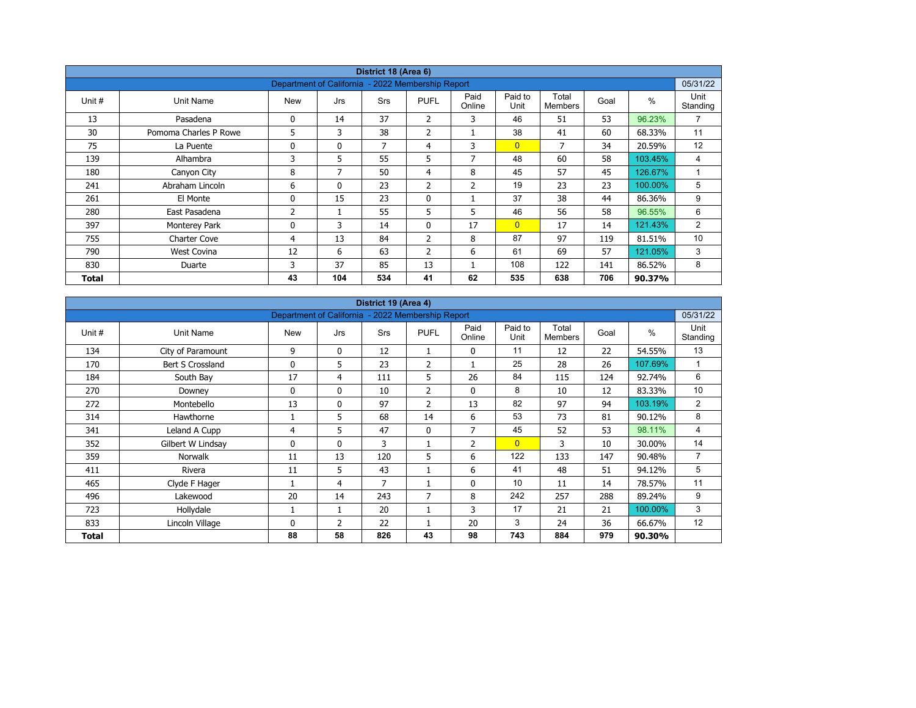| District 18 (Area 6) | | | | | | | | | | | |
|---|---|---|---|---|---|---|---|---|---|---|---|
| Department of California - 2022 Membership Report | | | | | | | | | | | 05/31/22 |
| Unit # | Unit Name | New | Jrs | Srs | PUFL | Paid Online | Paid to Unit | Total Members | Goal | % | Unit Standing |
| 13 | Pasadena | 0 | 14 | 37 | 2 | 3 | 46 | 51 | 53 | 96.23% | 7 |
| 30 | Pomona Charles P Rowe | 5 | 3 | 38 | 2 | 1 | 38 | 41 | 60 | 68.33% | 11 |
| 75 | La Puente | 0 | 0 | 7 | 4 | 3 | 0 | 7 | 34 | 20.59% | 12 |
| 139 | Alhambra | 3 | 5 | 55 | 5 | 7 | 48 | 60 | 58 | 103.45% | 4 |
| 180 | Canyon City | 8 | 7 | 50 | 4 | 8 | 45 | 57 | 45 | 126.67% | 1 |
| 241 | Abraham Lincoln | 6 | 0 | 23 | 2 | 2 | 19 | 23 | 23 | 100.00% | 5 |
| 261 | El Monte | 0 | 15 | 23 | 0 | 1 | 37 | 38 | 44 | 86.36% | 9 |
| 280 | East Pasadena | 2 | 1 | 55 | 5 | 5 | 46 | 56 | 58 | 96.55% | 6 |
| 397 | Monterey Park | 0 | 3 | 14 | 0 | 17 | 0 | 17 | 14 | 121.43% | 2 |
| 755 | Charter Cove | 4 | 13 | 84 | 2 | 8 | 87 | 97 | 119 | 81.51% | 10 |
| 790 | West Covina | 12 | 6 | 63 | 2 | 6 | 61 | 69 | 57 | 121.05% | 3 |
| 830 | Duarte | 3 | 37 | 85 | 13 | 1 | 108 | 122 | 141 | 86.52% | 8 |
| **Total** | | **43** | **104** | **534** | **41** | **62** | **535** | **638** | **706** | **90.37%** | |

| District 19 (Area 4) | | | | | | | | | | | |
|---|---|---|---|---|---|---|---|---|---|---|---|
| Department of California - 2022 Membership Report | | | | | | | | | | | 05/31/22 |
| Unit # | Unit Name | New | Jrs | Srs | PUFL | Paid Online | Paid to Unit | Total Members | Goal | % | Unit Standing |
| 134 | City of Paramount | 9 | 0 | 12 | 1 | 0 | 11 | 12 | 22 | 54.55% | 13 |
| 170 | Bert S Crossland | 0 | 5 | 23 | 2 | 1 | 25 | 28 | 26 | 107.69% | 1 |
| 184 | South Bay | 17 | 4 | 111 | 5 | 26 | 84 | 115 | 124 | 92.74% | 6 |
| 270 | Downey | 0 | 0 | 10 | 2 | 0 | 8 | 10 | 12 | 83.33% | 10 |
| 272 | Montebello | 13 | 0 | 97 | 2 | 13 | 82 | 97 | 94 | 103.19% | 2 |
| 314 | Hawthorne | 1 | 5 | 68 | 14 | 6 | 53 | 73 | 81 | 90.12% | 8 |
| 341 | Leland A Cupp | 4 | 5 | 47 | 0 | 7 | 45 | 52 | 53 | 98.11% | 4 |
| 352 | Gilbert W Lindsay | 0 | 0 | 3 | 1 | 2 | 0 | 3 | 10 | 30.00% | 14 |
| 359 | Norwalk | 11 | 13 | 120 | 5 | 6 | 122 | 133 | 147 | 90.48% | 7 |
| 411 | Rivera | 11 | 5 | 43 | 1 | 6 | 41 | 48 | 51 | 94.12% | 5 |
| 465 | Clyde F Hager | 1 | 4 | 7 | 1 | 0 | 10 | 11 | 14 | 78.57% | 11 |
| 496 | Lakewood | 20 | 14 | 243 | 7 | 8 | 242 | 257 | 288 | 89.24% | 9 |
| 723 | Hollydale | 1 | 1 | 20 | 1 | 3 | 17 | 21 | 21 | 100.00% | 3 |
| 833 | Lincoln Village | 0 | 2 | 22 | 1 | 20 | 3 | 24 | 36 | 66.67% | 12 |
| **Total** | | **88** | **58** | **826** | **43** | **98** | **743** | **884** | **979** | **90.30%** | |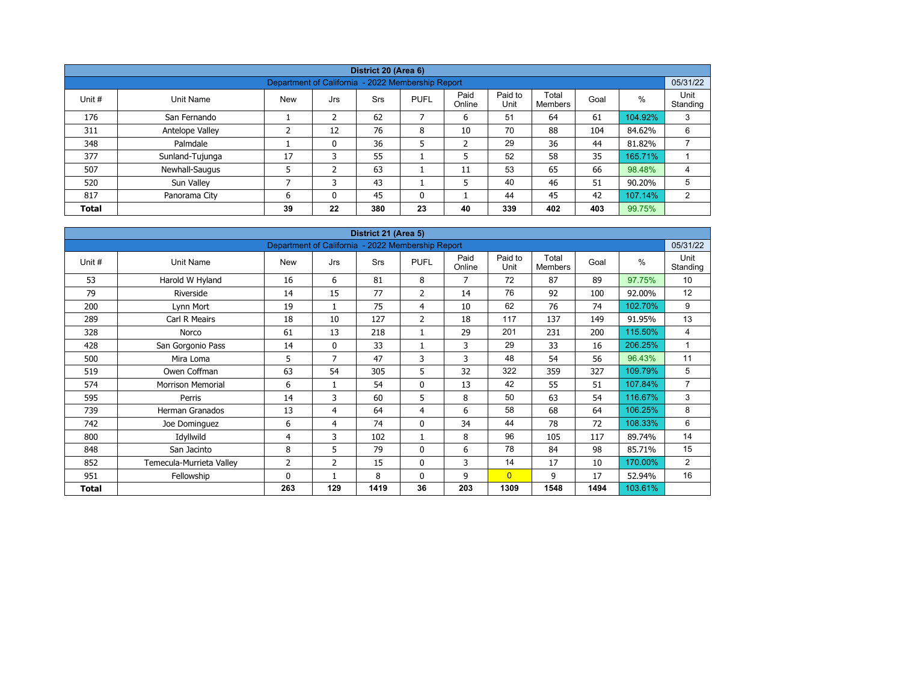| District 20 (Area 6) | | | | | | | | | | |
|---|---|---|---|---|---|---|---|---|---|---|
| Department of California - 2022 Membership Report | | | | | | | | | | 05/31/22 |
| Unit # | Unit Name | New | Jrs | Srs | PUFL | Paid Online | Paid to Unit | Total Members | Goal | % | Unit Standing |
| 176 | San Fernando | 1 | 2 | 62 | 7 | 6 | 51 | 64 | 61 | 104.92% | 3 |
| 311 | Antelope Valley | 2 | 12 | 76 | 8 | 10 | 70 | 88 | 104 | 84.62% | 6 |
| 348 | Palmdale | 1 | 0 | 36 | 5 | 2 | 29 | 36 | 44 | 81.82% | 7 |
| 377 | Sunland-Tujunga | 17 | 3 | 55 | 1 | 5 | 52 | 58 | 35 | 165.71% | 1 |
| 507 | Newhall-Saugus | 5 | 2 | 63 | 1 | 11 | 53 | 65 | 66 | 98.48% | 4 |
| 520 | Sun Valley | 7 | 3 | 43 | 1 | 5 | 40 | 46 | 51 | 90.20% | 5 |
| 817 | Panorama City | 6 | 0 | 45 | 0 | 1 | 44 | 45 | 42 | 107.14% | 2 |
| **Total** | | **39** | **22** | **380** | **23** | **40** | **339** | **402** | **403** | 99.75% | |

| District 21 (Area 5) | | | | | | | | | | | |
|---|---|---|---|---|---|---|---|---|---|---|---|
| Department of California - 2022 Membership Report | | | | | | | | | | | 05/31/22 |
| Unit # | Unit Name | New | Jrs | Srs | PUFL | Paid Online | Paid to Unit | Total Members | Goal | % | Unit Standing |
| 53 | Harold W Hyland | 16 | 6 | 81 | 8 | 7 | 72 | 87 | 89 | 97.75% | 10 |
| 79 | Riverside | 14 | 15 | 77 | 2 | 14 | 76 | 92 | 100 | 92.00% | 12 |
| 200 | Lynn Mort | 19 | 1 | 75 | 4 | 10 | 62 | 76 | 74 | 102.70% | 9 |
| 289 | Carl R Meairs | 18 | 10 | 127 | 2 | 18 | 117 | 137 | 149 | 91.95% | 13 |
| 328 | Norco | 61 | 13 | 218 | 1 | 29 | 201 | 231 | 200 | 115.50% | 4 |
| 428 | San Gorgonio Pass | 14 | 0 | 33 | 1 | 3 | 29 | 33 | 16 | 206.25% | 1 |
| 500 | Mira Loma | 5 | 7 | 47 | 3 | 3 | 48 | 54 | 56 | 96.43% | 11 |
| 519 | Owen Coffman | 63 | 54 | 305 | 5 | 32 | 322 | 359 | 327 | 109.79% | 5 |
| 574 | Morrison Memorial | 6 | 1 | 54 | 0 | 13 | 42 | 55 | 51 | 107.84% | 7 |
| 595 | Perris | 14 | 3 | 60 | 5 | 8 | 50 | 63 | 54 | 116.67% | 3 |
| 739 | Herman Granados | 13 | 4 | 64 | 4 | 6 | 58 | 68 | 64 | 106.25% | 8 |
| 742 | Joe Dominguez | 6 | 4 | 74 | 0 | 34 | 44 | 78 | 72 | 108.33% | 6 |
| 800 | Idyllwild | 4 | 3 | 102 | 1 | 8 | 96 | 105 | 117 | 89.74% | 14 |
| 848 | San Jacinto | 8 | 5 | 79 | 0 | 6 | 78 | 84 | 98 | 85.71% | 15 |
| 852 | Temecula-Murrieta Valley | 2 | 2 | 15 | 0 | 3 | 14 | 17 | 10 | 170.00% | 2 |
| 951 | Fellowship | 0 | 1 | 8 | 0 | 9 | 0 | 9 | 17 | 52.94% | 16 |
| **Total** | | **263** | **129** | **1419** | **36** | **203** | **1309** | **1548** | **1494** | 103.61% | |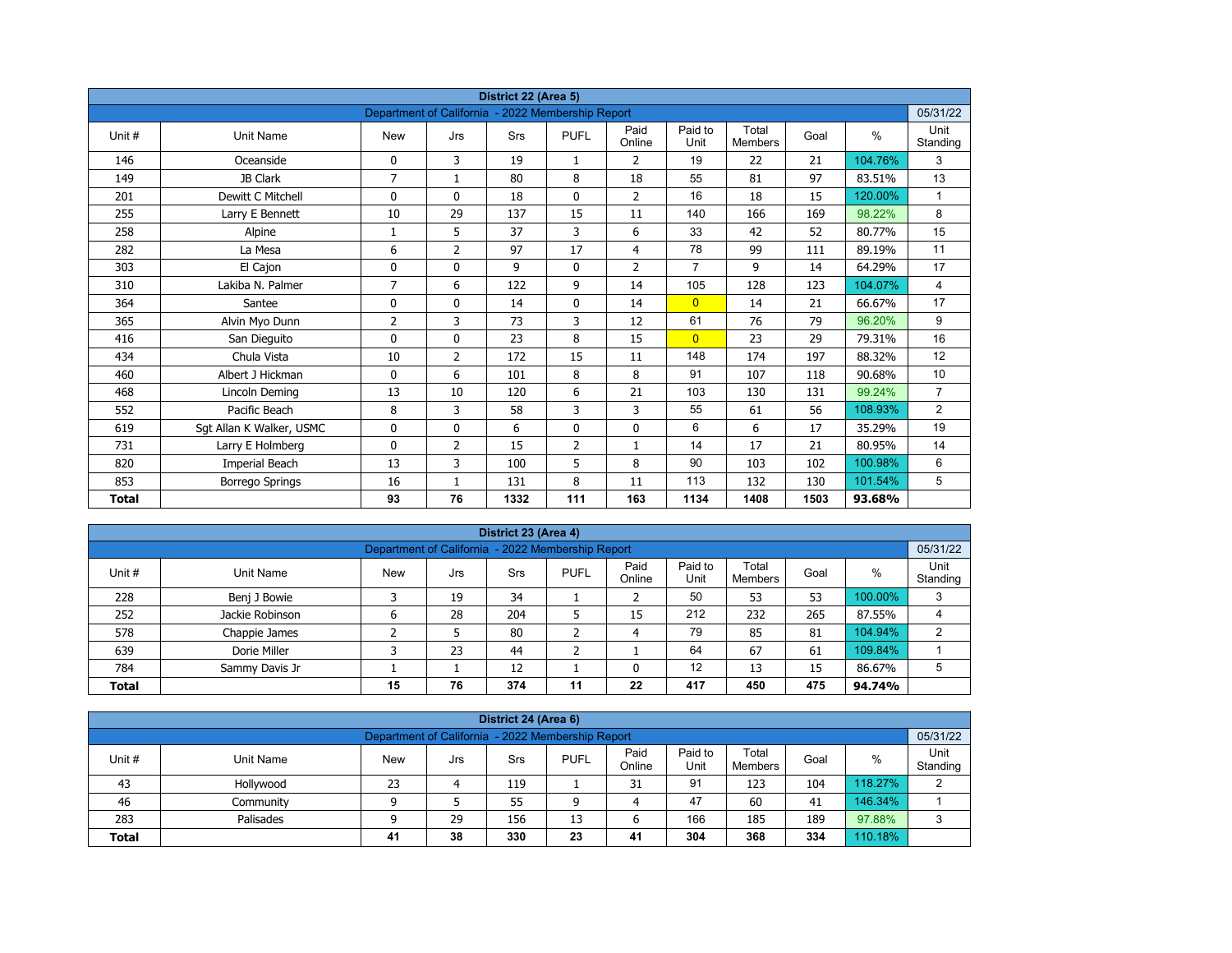## District 22 (Area 5)

| Department of California - 2022 Membership Report | | | | | | | | | | | 05/31/22 |
|---|---|---|---|---|---|---|---|---|---|---|---|
| Unit # | Unit Name | New | Jrs | Srs | PUFL | Paid Online | Paid to Unit | Total Members | Goal | % | Unit Standing |
| 146 | Oceanside | 0 | 3 | 19 | 1 | 2 | 19 | 22 | 21 | 104.76% | 3 |
| 149 | JB Clark | 7 | 1 | 80 | 8 | 18 | 55 | 81 | 97 | 83.51% | 13 |
| 201 | Dewitt C Mitchell | 0 | 0 | 18 | 0 | 2 | 16 | 18 | 15 | 120.00% | 1 |
| 255 | Larry E Bennett | 10 | 29 | 137 | 15 | 11 | 140 | 166 | 169 | 98.22% | 8 |
| 258 | Alpine | 1 | 5 | 37 | 3 | 6 | 33 | 42 | 52 | 80.77% | 15 |
| 282 | La Mesa | 6 | 2 | 97 | 17 | 4 | 78 | 99 | 111 | 89.19% | 11 |
| 303 | El Cajon | 0 | 0 | 9 | 0 | 2 | 7 | 9 | 14 | 64.29% | 17 |
| 310 | Lakiba N. Palmer | 7 | 6 | 122 | 9 | 14 | 105 | 128 | 123 | 104.07% | 4 |
| 364 | Santee | 0 | 0 | 14 | 0 | 14 | 0 | 14 | 21 | 66.67% | 17 |
| 365 | Alvin Myo Dunn | 2 | 3 | 73 | 3 | 12 | 61 | 76 | 79 | 96.20% | 9 |
| 416 | San Dieguito | 0 | 0 | 23 | 8 | 15 | 0 | 23 | 29 | 79.31% | 16 |
| 434 | Chula Vista | 10 | 2 | 172 | 15 | 11 | 148 | 174 | 197 | 88.32% | 12 |
| 460 | Albert J Hickman | 0 | 6 | 101 | 8 | 8 | 91 | 107 | 118 | 90.68% | 10 |
| 468 | Lincoln Deming | 13 | 10 | 120 | 6 | 21 | 103 | 130 | 131 | 99.24% | 7 |
| 552 | Pacific Beach | 8 | 3 | 58 | 3 | 3 | 55 | 61 | 56 | 108.93% | 2 |
| 619 | Sgt Allan K Walker, USMC | 0 | 0 | 6 | 0 | 0 | 6 | 6 | 17 | 35.29% | 19 |
| 731 | Larry E Holmberg | 0 | 2 | 15 | 2 | 1 | 14 | 17 | 21 | 80.95% | 14 |
| 820 | Imperial Beach | 13 | 3 | 100 | 5 | 8 | 90 | 103 | 102 | 100.98% | 6 |
| 853 | Borrego Springs | 16 | 1 | 131 | 8 | 11 | 113 | 132 | 130 | 101.54% | 5 |
| **Total** | | **93** | **76** | **1332** | **111** | **163** | **1134** | **1408** | **1503** | **93.68%** | |

## District 23 (Area 4)

| Department of California - 2022 Membership Report | | | | | | | | | | | 05/31/22 |
|---|---|---|---|---|---|---|---|---|---|---|---|
| Unit # | Unit Name | New | Jrs | Srs | PUFL | Paid Online | Paid to Unit | Total Members | Goal | % | Unit Standing |
| 228 | Benj J Bowie | 3 | 19 | 34 | 1 | 2 | 50 | 53 | 53 | 100.00% | 3 |
| 252 | Jackie Robinson | 6 | 28 | 204 | 5 | 15 | 212 | 232 | 265 | 87.55% | 4 |
| 578 | Chappie James | 2 | 5 | 80 | 2 | 4 | 79 | 85 | 81 | 104.94% | 2 |
| 639 | Dorie Miller | 3 | 23 | 44 | 2 | 1 | 64 | 67 | 61 | 109.84% | 1 |
| 784 | Sammy Davis Jr | 1 | 1 | 12 | 1 | 0 | 12 | 13 | 15 | 86.67% | 5 |
| **Total** | | **15** | **76** | **374** | **11** | **22** | **417** | **450** | **475** | **94.74%** | |

## District 24 (Area 6)

| Department of California - 2022 Membership Report | | | | | | | | | | | 05/31/22 |
|---|---|---|---|---|---|---|---|---|---|---|---|
| Unit # | Unit Name | New | Jrs | Srs | PUFL | Paid Online | Paid to Unit | Total Members | Goal | % | Unit Standing |
| 43 | Hollywood | 23 | 4 | 119 | 1 | 31 | 91 | 123 | 104 | 118.27% | 2 |
| 46 | Community | 9 | 5 | 55 | 9 | 4 | 47 | 60 | 41 | 146.34% | 1 |
| 283 | Palisades | 9 | 29 | 156 | 13 | 6 | 166 | 185 | 189 | 97.88% | 3 |
| **Total** | | **41** | **38** | **330** | **23** | **41** | **304** | **368** | **334** | 110.18% | |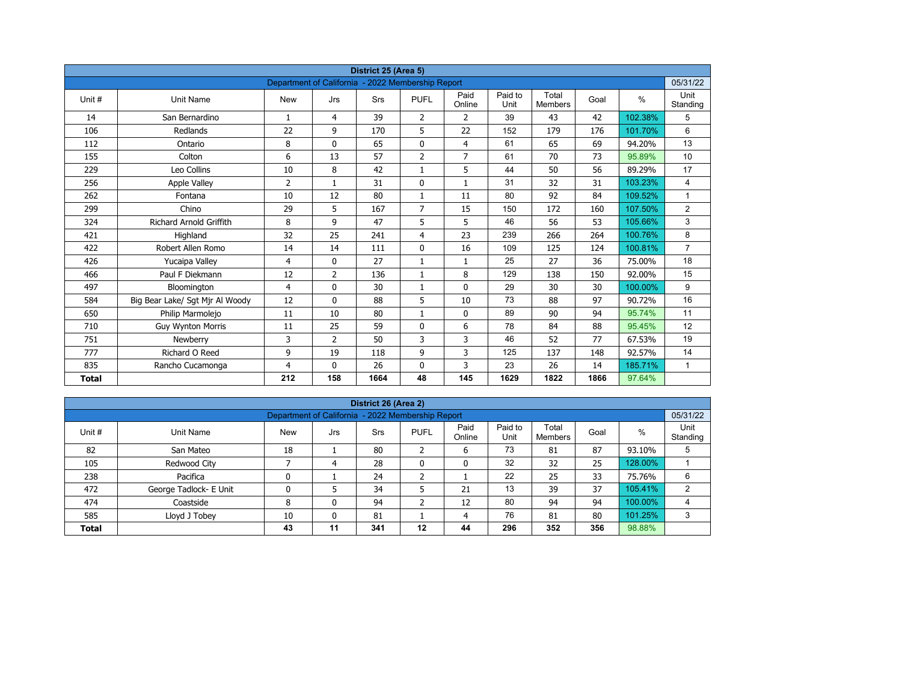| District 25 (Area 5) | | | | | | | | | | | |
|---|---|---|---|---|---|---|---|---|---|---|---|
| Department of California - 2022 Membership Report | | | | | | | | | | | 05/31/22 |
| Unit # | Unit Name | New | Jrs | Srs | PUFL | Paid Online | Paid to Unit | Total Members | Goal | % | Unit Standing |
| 14 | San Bernardino | 1 | 4 | 39 | 2 | 2 | 39 | 43 | 42 | 102.38% | 5 |
| 106 | Redlands | 22 | 9 | 170 | 5 | 22 | 152 | 179 | 176 | 101.70% | 6 |
| 112 | Ontario | 8 | 0 | 65 | 0 | 4 | 61 | 65 | 69 | 94.20% | 13 |
| 155 | Colton | 6 | 13 | 57 | 2 | 7 | 61 | 70 | 73 | 95.89% | 10 |
| 229 | Leo Collins | 10 | 8 | 42 | 1 | 5 | 44 | 50 | 56 | 89.29% | 17 |
| 256 | Apple Valley | 2 | 1 | 31 | 0 | 1 | 31 | 32 | 31 | 103.23% | 4 |
| 262 | Fontana | 10 | 12 | 80 | 1 | 11 | 80 | 92 | 84 | 109.52% | 1 |
| 299 | Chino | 29 | 5 | 167 | 7 | 15 | 150 | 172 | 160 | 107.50% | 2 |
| 324 | Richard Arnold Griffith | 8 | 9 | 47 | 5 | 5 | 46 | 56 | 53 | 105.66% | 3 |
| 421 | Highland | 32 | 25 | 241 | 4 | 23 | 239 | 266 | 264 | 100.76% | 8 |
| 422 | Robert Allen Romo | 14 | 14 | 111 | 0 | 16 | 109 | 125 | 124 | 100.81% | 7 |
| 426 | Yucaipa Valley | 4 | 0 | 27 | 1 | 1 | 25 | 27 | 36 | 75.00% | 18 |
| 466 | Paul F Diekmann | 12 | 2 | 136 | 1 | 8 | 129 | 138 | 150 | 92.00% | 15 |
| 497 | Bloomington | 4 | 0 | 30 | 1 | 0 | 29 | 30 | 30 | 100.00% | 9 |
| 584 | Big Bear Lake/ Sgt Mjr Al Woody | 12 | 0 | 88 | 5 | 10 | 73 | 88 | 97 | 90.72% | 16 |
| 650 | Philip Marmolejo | 11 | 10 | 80 | 1 | 0 | 89 | 90 | 94 | 95.74% | 11 |
| 710 | Guy Wynton Morris | 11 | 25 | 59 | 0 | 6 | 78 | 84 | 88 | 95.45% | 12 |
| 751 | Newberry | 3 | 2 | 50 | 3 | 3 | 46 | 52 | 77 | 67.53% | 19 |
| 777 | Richard O Reed | 9 | 19 | 118 | 9 | 3 | 125 | 137 | 148 | 92.57% | 14 |
| 835 | Rancho Cucamonga | 4 | 0 | 26 | 0 | 3 | 23 | 26 | 14 | 185.71% | 1 |
| **Total** | | **212** | **158** | **1664** | **48** | **145** | **1629** | **1822** | **1866** | 97.64% | |

| District 26 (Area 2) | | | | | | | | | | | |
|---|---|---|---|---|---|---|---|---|---|---|---|
| Department of California - 2022 Membership Report | | | | | | | | | | | 05/31/22 |
| Unit # | Unit Name | New | Jrs | Srs | PUFL | Paid Online | Paid to Unit | Total Members | Goal | % | Unit Standing |
| 82 | San Mateo | 18 | 1 | 80 | 2 | 6 | 73 | 81 | 87 | 93.10% | 5 |
| 105 | Redwood City | 7 | 4 | 28 | 0 | 0 | 32 | 32 | 25 | 128.00% | 1 |
| 238 | Pacifica | 0 | 1 | 24 | 2 | 1 | 22 | 25 | 33 | 75.76% | 6 |
| 472 | George Tadlock- E Unit | 0 | 5 | 34 | 5 | 21 | 13 | 39 | 37 | 105.41% | 2 |
| 474 | Coastside | 8 | 0 | 94 | 2 | 12 | 80 | 94 | 94 | 100.00% | 4 |
| 585 | Lloyd J Tobey | 10 | 0 | 81 | 1 | 4 | 76 | 81 | 80 | 101.25% | 3 |
| **Total** | | **43** | **11** | **341** | **12** | **44** | **296** | **352** | **356** | 98.88% | |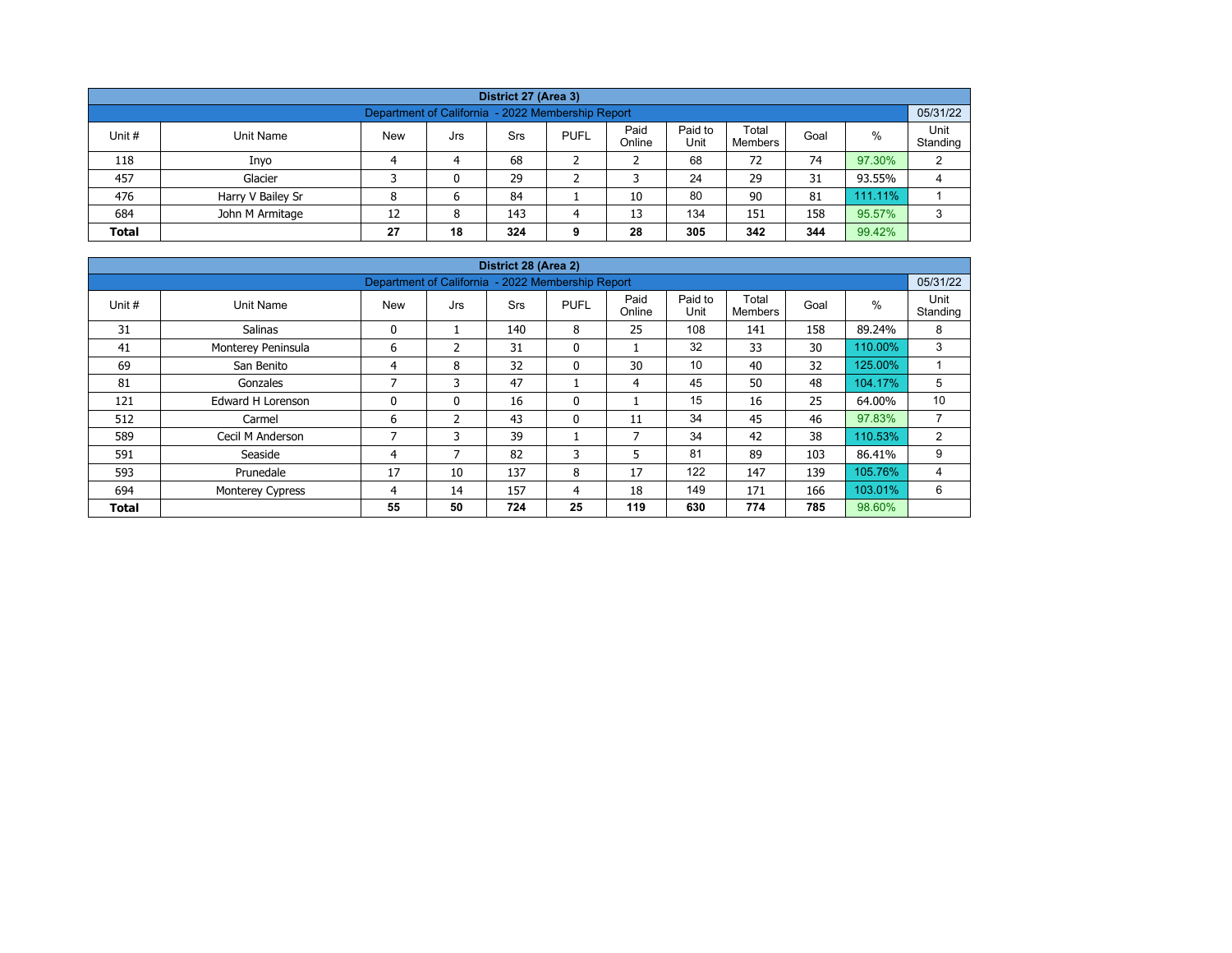## District 27 (Area 3)

| Department of California - 2022 Membership Report | | | | | | | | | | 05/31/22 |
|---|---|---|---|---|---|---|---|---|---|---|
| Unit # | Unit Name | New | Jrs | Srs | PUFL | Paid Online | Paid to Unit | Total Members | Goal | % | Unit Standing |
| 118 | Inyo | 4 | 4 | 68 | 2 | 2 | 68 | 72 | 74 | 97.30% | 2 |
| 457 | Glacier | 3 | 0 | 29 | 2 | 3 | 24 | 29 | 31 | 93.55% | 4 |
| 476 | Harry V Bailey Sr | 8 | 6 | 84 | 1 | 10 | 80 | 90 | 81 | 111.11% | 1 |
| 684 | John M Armitage | 12 | 8 | 143 | 4 | 13 | 134 | 151 | 158 | 95.57% | 3 |
| **Total** | | **27** | **18** | **324** | **9** | **28** | **305** | **342** | **344** | 99.42% | |

## District 28 (Area 2)

| Department of California - 2022 Membership Report | | | | | | | | | | 05/31/22 |
|---|---|---|---|---|---|---|---|---|---|---|
| Unit # | Unit Name | New | Jrs | Srs | PUFL | Paid Online | Paid to Unit | Total Members | Goal | % | Unit Standing |
| 31 | Salinas | 0 | 1 | 140 | 8 | 25 | 108 | 141 | 158 | 89.24% | 8 |
| 41 | Monterey Peninsula | 6 | 2 | 31 | 0 | 1 | 32 | 33 | 30 | 110.00% | 3 |
| 69 | San Benito | 4 | 8 | 32 | 0 | 30 | 10 | 40 | 32 | 125.00% | 1 |
| 81 | Gonzales | 7 | 3 | 47 | 1 | 4 | 45 | 50 | 48 | 104.17% | 5 |
| 121 | Edward H Lorenson | 0 | 0 | 16 | 0 | 1 | 15 | 16 | 25 | 64.00% | 10 |
| 512 | Carmel | 6 | 2 | 43 | 0 | 11 | 34 | 45 | 46 | 97.83% | 7 |
| 589 | Cecil M Anderson | 7 | 3 | 39 | 1 | 7 | 34 | 42 | 38 | 110.53% | 2 |
| 591 | Seaside | 4 | 7 | 82 | 3 | 5 | 81 | 89 | 103 | 86.41% | 9 |
| 593 | Prunedale | 17 | 10 | 137 | 8 | 17 | 122 | 147 | 139 | 105.76% | 4 |
| 694 | Monterey Cypress | 4 | 14 | 157 | 4 | 18 | 149 | 171 | 166 | 103.01% | 6 |
| **Total** | | **55** | **50** | **724** | **25** | **119** | **630** | **774** | **785** | 98.60% | |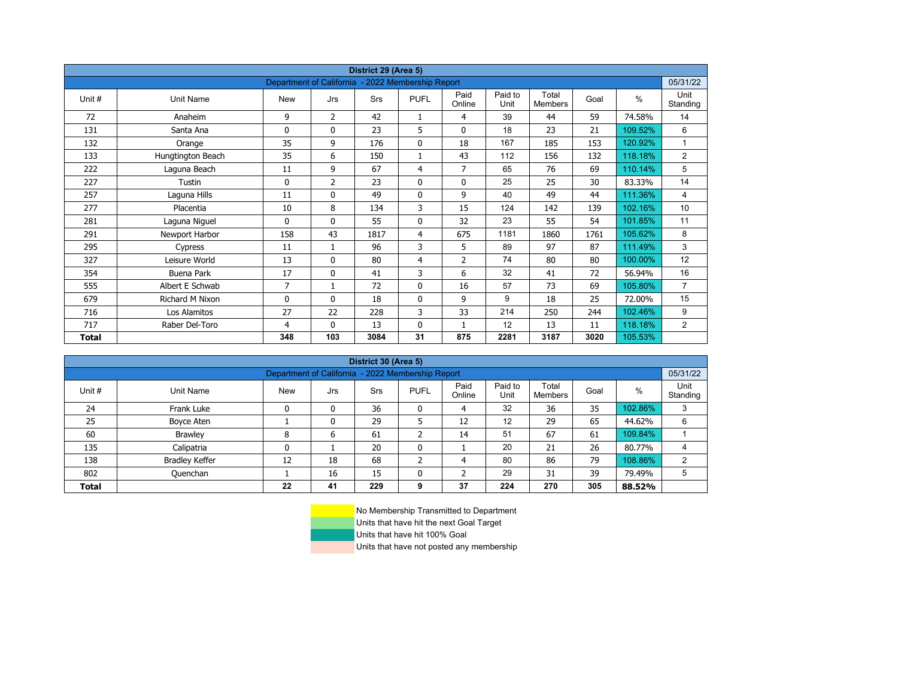| District 29 (Area 5) | | | | | | | | | | | |
|---|---|---|---|---|---|---|---|---|---|---|---|
| Department of California - 2022 Membership Report | | | | | | | | | | | 05/31/22 |
| Unit # | Unit Name | New | Jrs | Srs | PUFL | Paid Online | Paid to Unit | Total Members | Goal | % | Unit Standing |
| 72 | Anaheim | 9 | 2 | 42 | 1 | 4 | 39 | 44 | 59 | 74.58% | 14 |
| 131 | Santa Ana | 0 | 0 | 23 | 5 | 0 | 18 | 23 | 21 | 109.52% | 6 |
| 132 | Orange | 35 | 9 | 176 | 0 | 18 | 167 | 185 | 153 | 120.92% | 1 |
| 133 | Hungtington Beach | 35 | 6 | 150 | 1 | 43 | 112 | 156 | 132 | 118.18% | 2 |
| 222 | Laguna Beach | 11 | 9 | 67 | 4 | 7 | 65 | 76 | 69 | 110.14% | 5 |
| 227 | Tustin | 0 | 2 | 23 | 0 | 0 | 25 | 25 | 30 | 83.33% | 14 |
| 257 | Laguna Hills | 11 | 0 | 49 | 0 | 9 | 40 | 49 | 44 | 111.36% | 4 |
| 277 | Placentia | 10 | 8 | 134 | 3 | 15 | 124 | 142 | 139 | 102.16% | 10 |
| 281 | Laguna Niguel | 0 | 0 | 55 | 0 | 32 | 23 | 55 | 54 | 101.85% | 11 |
| 291 | Newport Harbor | 158 | 43 | 1817 | 4 | 675 | 1181 | 1860 | 1761 | 105.62% | 8 |
| 295 | Cypress | 11 | 1 | 96 | 3 | 5 | 89 | 97 | 87 | 111.49% | 3 |
| 327 | Leisure World | 13 | 0 | 80 | 4 | 2 | 74 | 80 | 80 | 100.00% | 12 |
| 354 | Buena Park | 17 | 0 | 41 | 3 | 6 | 32 | 41 | 72 | 56.94% | 16 |
| 555 | Albert E Schwab | 7 | 1 | 72 | 0 | 16 | 57 | 73 | 69 | 105.80% | 7 |
| 679 | Richard M Nixon | 0 | 0 | 18 | 0 | 9 | 9 | 18 | 25 | 72.00% | 15 |
| 716 | Los Alamitos | 27 | 22 | 228 | 3 | 33 | 214 | 250 | 244 | 102.46% | 9 |
| 717 | Raber Del-Toro | 4 | 0 | 13 | 0 | 1 | 12 | 13 | 11 | 118.18% | 2 |
| **Total** | | **348** | **103** | **3084** | **31** | **875** | **2281** | **3187** | **3020** | 105.53% | |

| District 30 (Area 5) | | | | | | | | | | | |
|---|---|---|---|---|---|---|---|---|---|---|---|
| Department of California - 2022 Membership Report | | | | | | | | | | | 05/31/22 |
| Unit # | Unit Name | New | Jrs | Srs | PUFL | Paid Online | Paid to Unit | Total Members | Goal | % | Unit Standing |
| 24 | Frank Luke | 0 | 0 | 36 | 0 | 4 | 32 | 36 | 35 | 102.86% | 3 |
| 25 | Boyce Aten | 1 | 0 | 29 | 5 | 12 | 12 | 29 | 65 | 44.62% | 6 |
| 60 | Brawley | 8 | 6 | 61 | 2 | 14 | 51 | 67 | 61 | 109.84% | 1 |
| 135 | Calipatria | 0 | 1 | 20 | 0 | 1 | 20 | 21 | 26 | 80.77% | 4 |
| 138 | Bradley Keffer | 12 | 18 | 68 | 2 | 4 | 80 | 86 | 79 | 108.86% | 2 |
| 802 | Quenchan | 1 | 16 | 15 | 0 | 2 | 29 | 31 | 39 | 79.49% | 5 |
| **Total** | | **22** | **41** | **229** | **9** | **37** | **224** | **270** | **305** | **88.52%** | |

No Membership Transmitted to Department

Units that have hit the next Goal Target

Units that have hit 100% Goal

Units that have not posted any membership